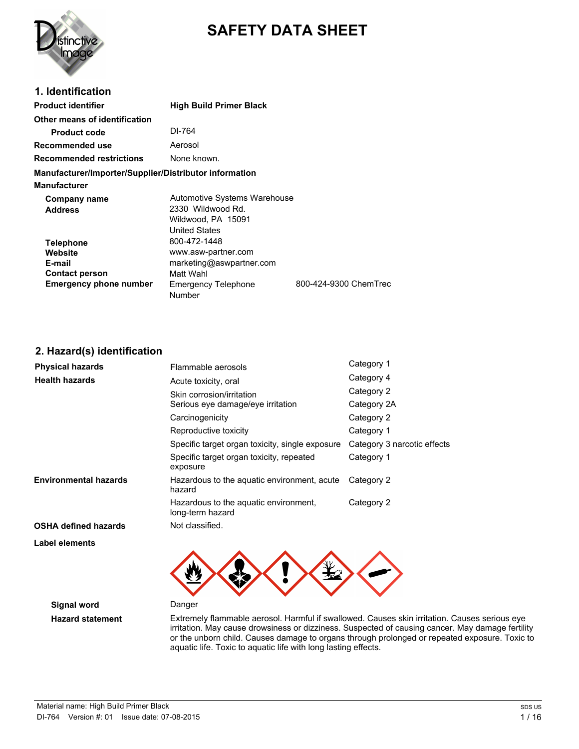# SAFETY DATA SHEET

## 1. Identification

| | |
|---|---|
| **Product identifier** | **High Build Primer Black** |
| **Other means of identification** | |
| **Product code** | DI-764 |
| **Recommended use** | Aerosol |
| **Recommended restrictions** | None known. |

**Manufacturer/Importer/Supplier/Distributor information**

**Manufacturer**

| | | |
|---|---|---|
| **Company name** | Automotive Systems Warehouse | |
| **Address** | 2330 Wildwood Rd.<br>Wildwood, PA 15091<br>United States | |
| **Telephone** | 800-472-1448 | |
| **Website** | www.asw-partner.com | |
| **E-mail** | marketing@aswpartner.com | |
| **Contact person** | Matt Wahl | |
| **Emergency phone number** | Emergency Telephone Number | 800-424-9300 ChemTrec |

## 2. Hazard(s) identification

| | | |
|---|---|---|
| **Physical hazards** | Flammable aerosols | Category 1 |
| **Health hazards** | Acute toxicity, oral | Category 4 |
| | Skin corrosion/irritation | Category 2 |
| | Serious eye damage/eye irritation | Category 2A |
| | Carcinogenicity | Category 2 |
| | Reproductive toxicity | Category 1 |
| | Specific target organ toxicity, single exposure | Category 3 narcotic effects |
| | Specific target organ toxicity, repeated exposure | Category 1 |
| **Environmental hazards** | Hazardous to the aquatic environment, acute hazard | Category 2 |
| | Hazardous to the aquatic environment, long-term hazard | Category 2 |
| **OSHA defined hazards** | Not classified. | |

**Label elements**

**Signal word** Danger

**Hazard statement** Extremely flammable aerosol. Harmful if swallowed. Causes skin irritation. Causes serious eye irritation. May cause drowsiness or dizziness. Suspected of causing cancer. May damage fertility or the unborn child. Causes damage to organs through prolonged or repeated exposure. Toxic to aquatic life. Toxic to aquatic life with long lasting effects.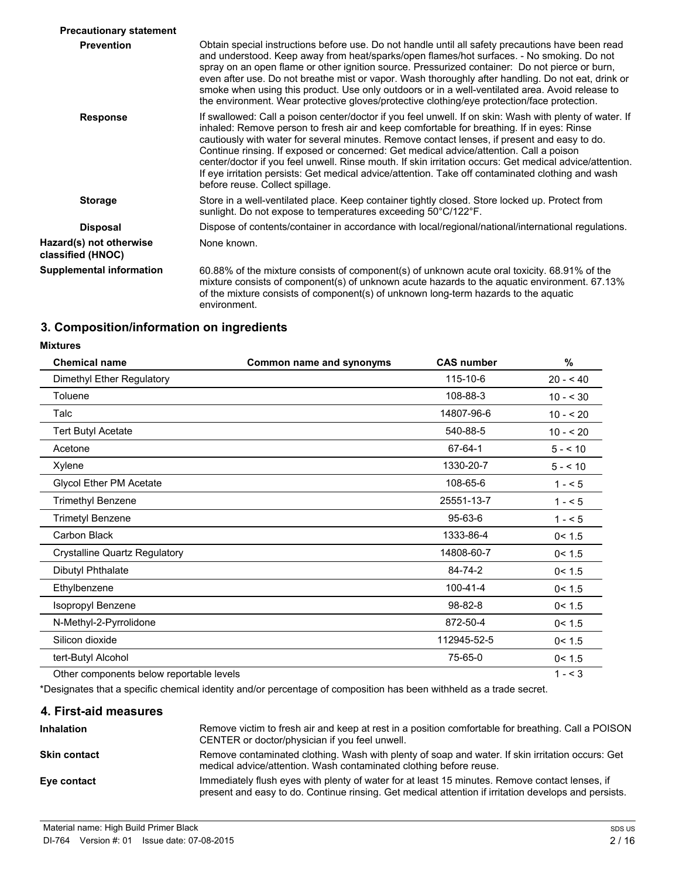**Precautionary statement**

| | |
|---|---|
| **Prevention** | Obtain special instructions before use. Do not handle until all safety precautions have been read and understood. Keep away from heat/sparks/open flames/hot surfaces. - No smoking. Do not spray on an open flame or other ignition source. Pressurized container: Do not pierce or burn, even after use. Do not breathe mist or vapor. Wash thoroughly after handling. Do not eat, drink or smoke when using this product. Use only outdoors or in a well-ventilated area. Avoid release to the environment. Wear protective gloves/protective clothing/eye protection/face protection. |
| **Response** | If swallowed: Call a poison center/doctor if you feel unwell. If on skin: Wash with plenty of water. If inhaled: Remove person to fresh air and keep comfortable for breathing. If in eyes: Rinse cautiously with water for several minutes. Remove contact lenses, if present and easy to do. Continue rinsing. If exposed or concerned: Get medical advice/attention. Call a poison center/doctor if you feel unwell. Rinse mouth. If skin irritation occurs: Get medical advice/attention. If eye irritation persists: Get medical advice/attention. Take off contaminated clothing and wash before reuse. Collect spillage. |
| **Storage** | Store in a well-ventilated place. Keep container tightly closed. Store locked up. Protect from sunlight. Do not expose to temperatures exceeding 50°C/122°F. |
| **Disposal** | Dispose of contents/container in accordance with local/regional/national/international regulations. |

**Hazard(s) not otherwise classified (HNOC)**

None known.

**Supplemental information**

60.88% of the mixture consists of component(s) of unknown acute oral toxicity. 68.91% of the mixture consists of component(s) of unknown acute hazards to the aquatic environment. 67.13% of the mixture consists of component(s) of unknown long-term hazards to the aquatic environment.

## 3. Composition/information on ingredients

**Mixtures**

| Chemical name | Common name and synonyms | CAS number | % |
|---|---|---|---|
| Dimethyl Ether Regulatory | | 115-10-6 | 20 - < 40 |
| Toluene | | 108-88-3 | 10 - < 30 |
| Talc | | 14807-96-6 | 10 - < 20 |
| Tert Butyl Acetate | | 540-88-5 | 10 - < 20 |
| Acetone | | 67-64-1 | 5 - < 10 |
| Xylene | | 1330-20-7 | 5 - < 10 |
| Glycol Ether PM Acetate | | 108-65-6 | 1 - < 5 |
| Trimethyl Benzene | | 25551-13-7 | 1 - < 5 |
| Trimetyl Benzene | | 95-63-6 | 1 - < 5 |
| Carbon Black | | 1333-86-4 | 0< 1.5 |
| Crystalline Quartz Regulatory | | 14808-60-7 | 0< 1.5 |
| Dibutyl Phthalate | | 84-74-2 | 0< 1.5 |
| Ethylbenzene | | 100-41-4 | 0< 1.5 |
| Isopropyl Benzene | | 98-82-8 | 0< 1.5 |
| N-Methyl-2-Pyrrolidone | | 872-50-4 | 0< 1.5 |
| Silicon dioxide | | 112945-52-5 | 0< 1.5 |
| tert-Butyl Alcohol | | 75-65-0 | 0< 1.5 |
| Other components below reportable levels | | | 1 - < 3 |

*Designates that a specific chemical identity and/or percentage of composition has been withheld as a trade secret.

## 4. First-aid measures

| | |
|---|---|
| **Inhalation** | Remove victim to fresh air and keep at rest in a position comfortable for breathing. Call a POISON CENTER or doctor/physician if you feel unwell. |
| **Skin contact** | Remove contaminated clothing. Wash with plenty of soap and water. If skin irritation occurs: Get medical advice/attention. Wash contaminated clothing before reuse. |
| **Eye contact** | Immediately flush eyes with plenty of water for at least 15 minutes. Remove contact lenses, if present and easy to do. Continue rinsing. Get medical attention if irritation develops and persists. |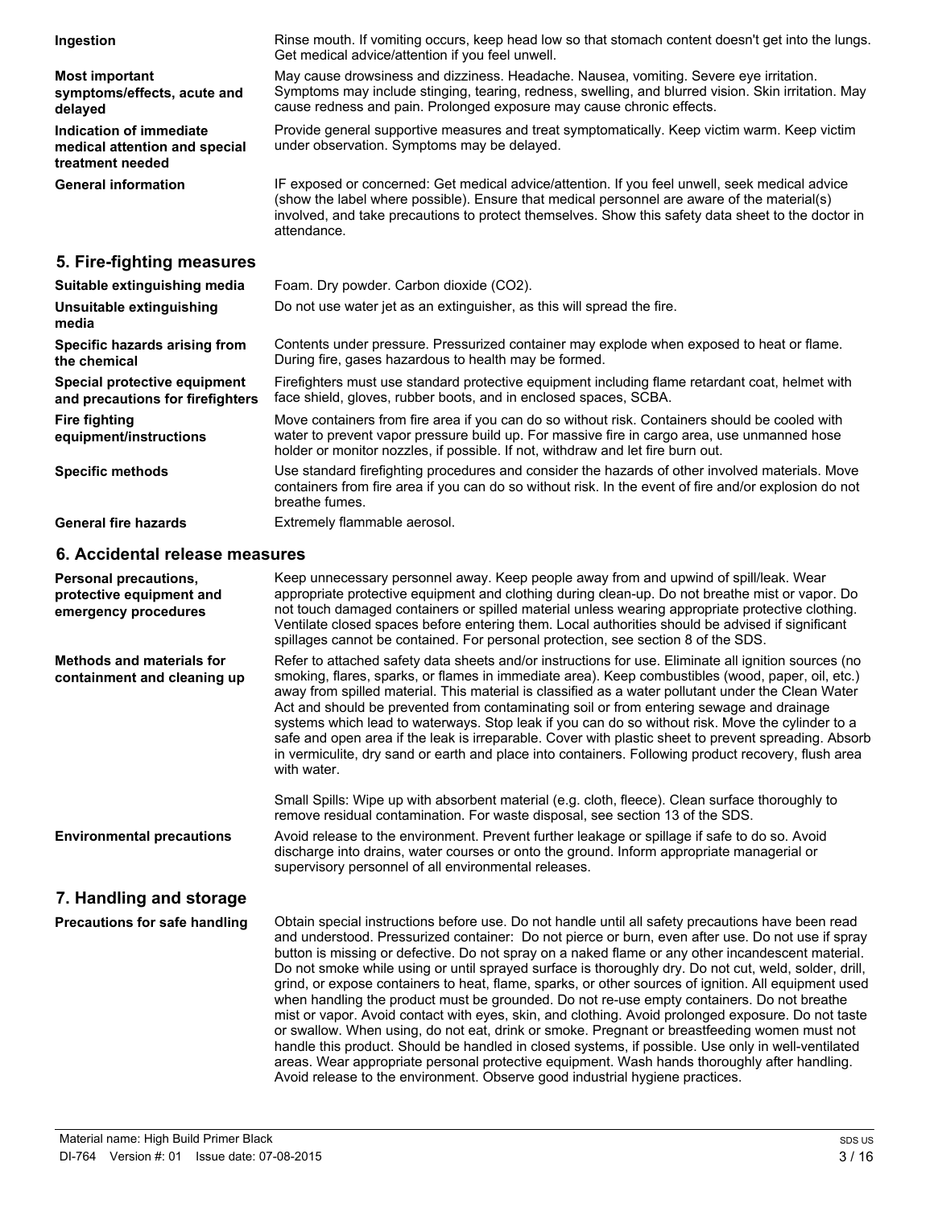**Ingestion** Rinse mouth. If vomiting occurs, keep head low so that stomach content doesn't get into the lungs. Get medical advice/attention if you feel unwell.

**Most important symptoms/effects, acute and delayed** May cause drowsiness and dizziness. Headache. Nausea, vomiting. Severe eye irritation. Symptoms may include stinging, tearing, redness, swelling, and blurred vision. Skin irritation. May cause redness and pain. Prolonged exposure may cause chronic effects.

**Indication of immediate medical attention and special treatment needed** Provide general supportive measures and treat symptomatically. Keep victim warm. Keep victim under observation. Symptoms may be delayed.

**General information** IF exposed or concerned: Get medical advice/attention. If you feel unwell, seek medical advice (show the label where possible). Ensure that medical personnel are aware of the material(s) involved, and take precautions to protect themselves. Show this safety data sheet to the doctor in attendance.

## 5. Fire-fighting measures

**Suitable extinguishing media** Foam. Dry powder. Carbon dioxide ($CO_2$).

**Unsuitable extinguishing media** Do not use water jet as an extinguisher, as this will spread the fire.

**Specific hazards arising from the chemical** Contents under pressure. Pressurized container may explode when exposed to heat or flame. During fire, gases hazardous to health may be formed.

**Special protective equipment and precautions for firefighters** Firefighters must use standard protective equipment including flame retardant coat, helmet with face shield, gloves, rubber boots, and in enclosed spaces, SCBA.

**Fire fighting equipment/instructions** Move containers from fire area if you can do so without risk. Containers should be cooled with water to prevent vapor pressure build up. For massive fire in cargo area, use unmanned hose holder or monitor nozzles, if possible. If not, withdraw and let fire burn out.

**Specific methods** Use standard firefighting procedures and consider the hazards of other involved materials. Move containers from fire area if you can do so without risk. In the event of fire and/or explosion do not breathe fumes.

**General fire hazards** Extremely flammable aerosol.

## 6. Accidental release measures

**Personal precautions, protective equipment and emergency procedures** Keep unnecessary personnel away. Keep people away from and upwind of spill/leak. Wear appropriate protective equipment and clothing during clean-up. Do not breathe mist or vapor. Do not touch damaged containers or spilled material unless wearing appropriate protective clothing. Ventilate closed spaces before entering them. Local authorities should be advised if significant spillages cannot be contained. For personal protection, see section 8 of the SDS.

**Methods and materials for containment and cleaning up** Refer to attached safety data sheets and/or instructions for use. Eliminate all ignition sources (no smoking, flares, sparks, or flames in immediate area). Keep combustibles (wood, paper, oil, etc.) away from spilled material. This material is classified as a water pollutant under the Clean Water Act and should be prevented from contaminating soil or from entering sewage and drainage systems which lead to waterways. Stop leak if you can do so without risk. Move the cylinder to a safe and open area if the leak is irreparable. Cover with plastic sheet to prevent spreading. Absorb in vermiculite, dry sand or earth and place into containers. Following product recovery, flush area with water.

Small Spills: Wipe up with absorbent material (e.g. cloth, fleece). Clean surface thoroughly to remove residual contamination. For waste disposal, see section 13 of the SDS.

**Environmental precautions** Avoid release to the environment. Prevent further leakage or spillage if safe to do so. Avoid discharge into drains, water courses or onto the ground. Inform appropriate managerial or supervisory personnel of all environmental releases.

## 7. Handling and storage

**Precautions for safe handling** Obtain special instructions before use. Do not handle until all safety precautions have been read and understood. Pressurized container: Do not pierce or burn, even after use. Do not use if spray button is missing or defective. Do not spray on a naked flame or any other incandescent material. Do not smoke while using or until sprayed surface is thoroughly dry. Do not cut, weld, solder, drill, grind, or expose containers to heat, flame, sparks, or other sources of ignition. All equipment used when handling the product must be grounded. Do not re-use empty containers. Do not breathe mist or vapor. Avoid contact with eyes, skin, and clothing. Avoid prolonged exposure. Do not taste or swallow. When using, do not eat, drink or smoke. Pregnant or breastfeeding women must not handle this product. Should be handled in closed systems, if possible. Use only in well-ventilated areas. Wear appropriate personal protective equipment. Wash hands thoroughly after handling. Avoid release to the environment. Observe good industrial hygiene practices.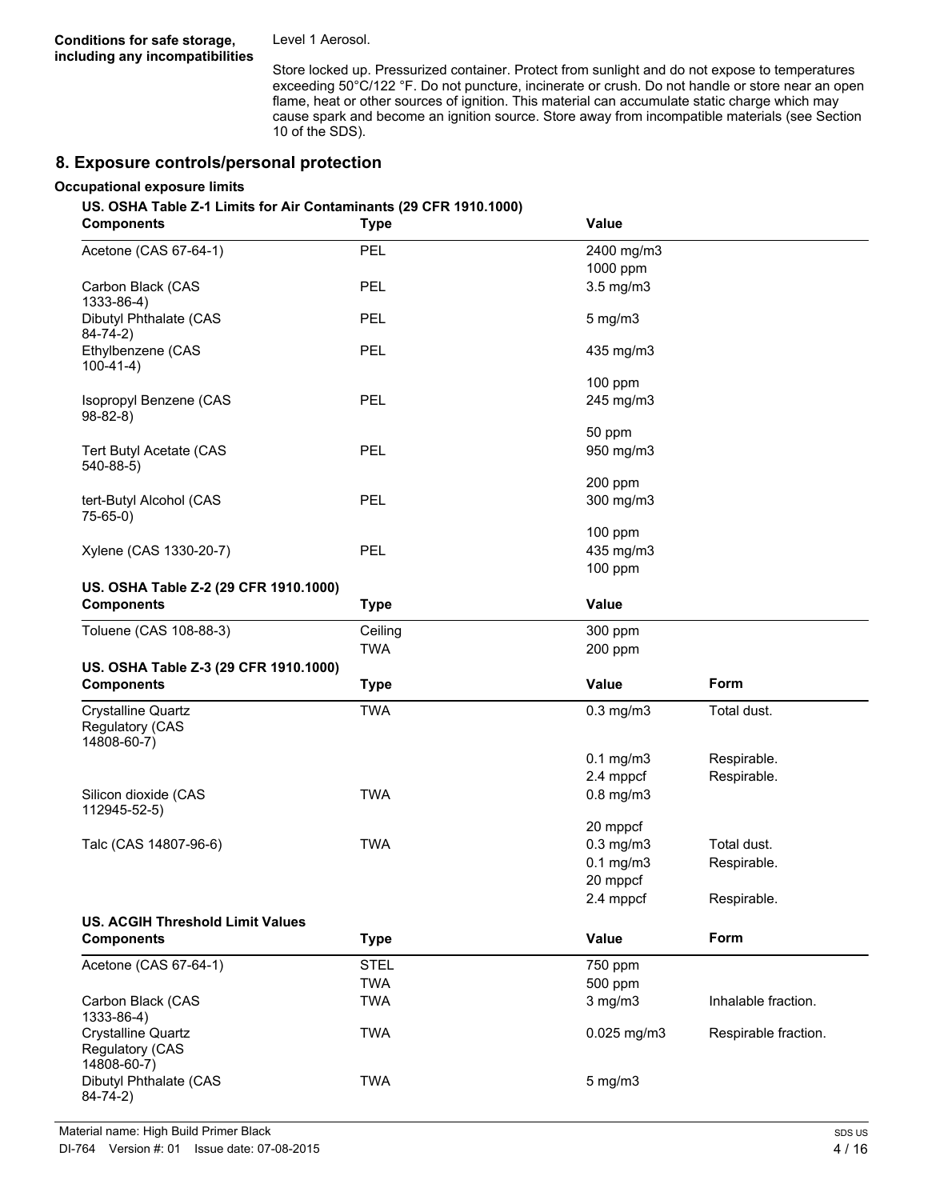**Conditions for safe storage, including any incompatibilities**

Level 1 Aerosol.

Store locked up. Pressurized container. Protect from sunlight and do not expose to temperatures exceeding 50°C/122 °F. Do not puncture, incinerate or crush. Do not handle or store near an open flame, heat or other sources of ignition. This material can accumulate static charge which may cause spark and become an ignition source. Store away from incompatible materials (see Section 10 of the SDS).

## 8. Exposure controls/personal protection

**Occupational exposure limits**

**US. OSHA Table Z-1 Limits for Air Contaminants (29 CFR 1910.1000)**

| Components | Type | Value |
|---|---|---|
| Acetone (CAS 67-64-1) | PEL | 2400 mg/m3 |
| | | 1000 ppm |
| Carbon Black (CAS 1333-86-4) | PEL | 3.5 mg/m3 |
| Dibutyl Phthalate (CAS 84-74-2) | PEL | 5 mg/m3 |
| Ethylbenzene (CAS 100-41-4) | PEL | 435 mg/m3 |
| | | 100 ppm |
| Isopropyl Benzene (CAS 98-82-8) | PEL | 245 mg/m3 |
| | | 50 ppm |
| Tert Butyl Acetate (CAS 540-88-5) | PEL | 950 mg/m3 |
| | | 200 ppm |
| tert-Butyl Alcohol (CAS 75-65-0) | PEL | 300 mg/m3 |
| | | 100 ppm |
| Xylene (CAS 1330-20-7) | PEL | 435 mg/m3 |
| | | 100 ppm |

**US. OSHA Table Z-2 (29 CFR 1910.1000)**

| Components | Type | Value |
|---|---|---|
| Toluene (CAS 108-88-3) | Ceiling | 300 ppm |
| | TWA | 200 ppm |

**US. OSHA Table Z-3 (29 CFR 1910.1000)**

| Components | Type | Value | Form |
|---|---|---|---|
| Crystalline Quartz Regulatory (CAS 14808-60-7) | TWA | 0.3 mg/m3 | Total dust. |
| | | 0.1 mg/m3 | Respirable. |
| | | 2.4 mppcf | Respirable. |
| Silicon dioxide (CAS 112945-52-5) | TWA | 0.8 mg/m3 | |
| | | 20 mppcf | |
| Talc (CAS 14807-96-6) | TWA | 0.3 mg/m3 | Total dust. |
| | | 0.1 mg/m3 | Respirable. |
| | | 20 mppcf | |
| | | 2.4 mppcf | Respirable. |

**US. ACGIH Threshold Limit Values**

| Components | Type | Value | Form |
|---|---|---|---|
| Acetone (CAS 67-64-1) | STEL | 750 ppm | |
| | TWA | 500 ppm | |
| Carbon Black (CAS 1333-86-4) | TWA | 3 mg/m3 | Inhalable fraction. |
| Crystalline Quartz Regulatory (CAS 14808-60-7) | TWA | 0.025 mg/m3 | Respirable fraction. |
| Dibutyl Phthalate (CAS 84-74-2) | TWA | 5 mg/m3 | |

Material name: High Build Primer Black

DI-764 Version #: 01 Issue date: 07-08-2015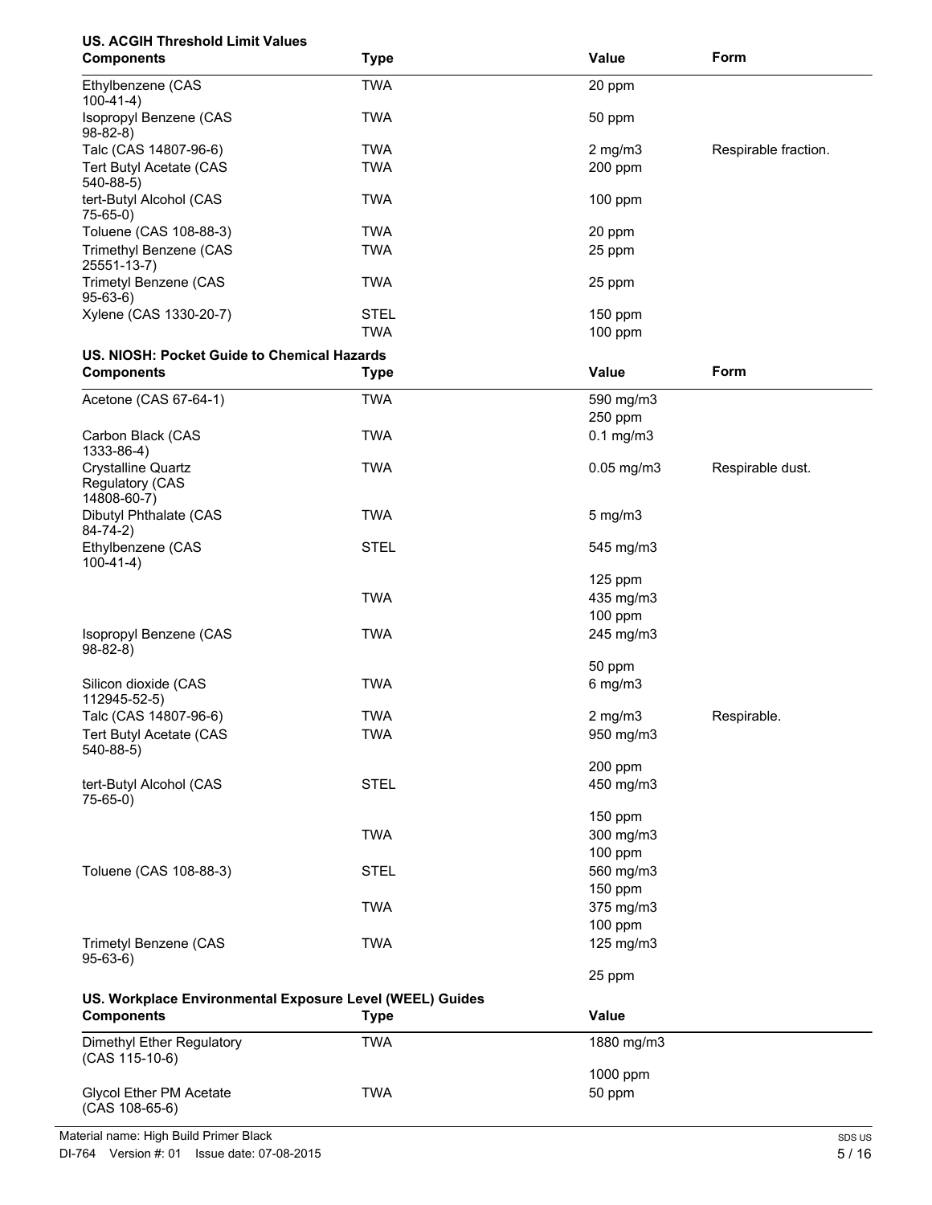**US. ACGIH Threshold Limit Values**

| Components | Type | Value | Form |
|---|---|---|---|
| Ethylbenzene (CAS 100-41-4) | TWA | 20 ppm | |
| Isopropyl Benzene (CAS 98-82-8) | TWA | 50 ppm | |
| Talc (CAS 14807-96-6) | TWA | 2 mg/m3 | Respirable fraction. |
| Tert Butyl Acetate (CAS 540-88-5) | TWA | 200 ppm | |
| tert-Butyl Alcohol (CAS 75-65-0) | TWA | 100 ppm | |
| Toluene (CAS 108-88-3) | TWA | 20 ppm | |
| Trimethyl Benzene (CAS 25551-13-7) | TWA | 25 ppm | |
| Trimetyl Benzene (CAS 95-63-6) | TWA | 25 ppm | |
| Xylene (CAS 1330-20-7) | STEL | 150 ppm | |
| | TWA | 100 ppm | |

**US. NIOSH: Pocket Guide to Chemical Hazards**

| Components | Type | Value | Form |
|---|---|---|---|
| Acetone (CAS 67-64-1) | TWA | 590 mg/m3 | |
| | | 250 ppm | |
| Carbon Black (CAS 1333-86-4) | TWA | 0.1 mg/m3 | |
| Crystalline Quartz Regulatory (CAS 14808-60-7) | TWA | 0.05 mg/m3 | Respirable dust. |
| Dibutyl Phthalate (CAS 84-74-2) | TWA | 5 mg/m3 | |
| Ethylbenzene (CAS 100-41-4) | STEL | 545 mg/m3 | |
| | | 125 ppm | |
| | TWA | 435 mg/m3 | |
| | | 100 ppm | |
| Isopropyl Benzene (CAS 98-82-8) | TWA | 245 mg/m3 | |
| | | 50 ppm | |
| Silicon dioxide (CAS 112945-52-5) | TWA | 6 mg/m3 | |
| Talc (CAS 14807-96-6) | TWA | 2 mg/m3 | Respirable. |
| Tert Butyl Acetate (CAS 540-88-5) | TWA | 950 mg/m3 | |
| | | 200 ppm | |
| tert-Butyl Alcohol (CAS 75-65-0) | STEL | 450 mg/m3 | |
| | | 150 ppm | |
| | TWA | 300 mg/m3 | |
| | | 100 ppm | |
| Toluene (CAS 108-88-3) | STEL | 560 mg/m3 | |
| | | 150 ppm | |
| | TWA | 375 mg/m3 | |
| | | 100 ppm | |
| Trimetyl Benzene (CAS 95-63-6) | TWA | 125 mg/m3 | |
| | | 25 ppm | |

**US. Workplace Environmental Exposure Level (WEEL) Guides**

| Components | Type | Value |
|---|---|---|
| Dimethyl Ether Regulatory (CAS 115-10-6) | TWA | 1880 mg/m3 |
| | | 1000 ppm |
| Glycol Ether PM Acetate (CAS 108-65-6) | TWA | 50 ppm |

Material name: High Build Primer Black

DI-764 Version #: 01 Issue date: 07-08-2015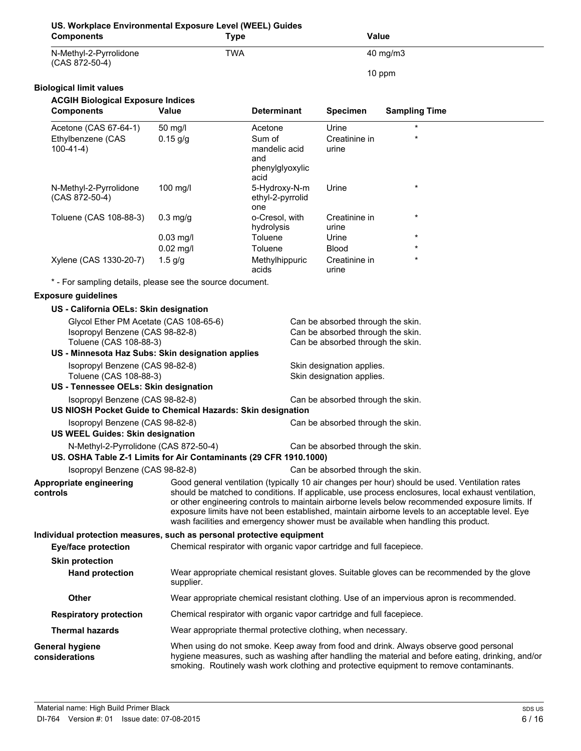**US. Workplace Environmental Exposure Level (WEEL) Guides**

| Components | Type | Value |
|---|---|---|
| N-Methyl-2-Pyrrolidone (CAS 872-50-4) | TWA | 40 mg/m3 |
| | | 10 ppm |

### Biological limit values

**ACGIH Biological Exposure Indices**

| Components | Value | Determinant | Specimen | Sampling Time |
|---|---|---|---|---|
| Acetone (CAS 67-64-1) | 50 mg/l | Acetone | Urine | * |
| Ethylbenzene (CAS 100-41-4) | 0.15 g/g | Sum of mandelic acid and phenylglyoxylic acid | Creatinine in urine | * |
| N-Methyl-2-Pyrrolidone (CAS 872-50-4) | 100 mg/l | 5-Hydroxy-N-methyl-2-pyrrolidone | Urine | * |
| Toluene (CAS 108-88-3) | 0.3 mg/g | o-Cresol, with hydrolysis | Creatinine in urine | * |
| | 0.03 mg/l | Toluene | Urine | * |
| | 0.02 mg/l | Toluene | Blood | * |
| Xylene (CAS 1330-20-7) | 1.5 g/g | Methylhippuric acids | Creatinine in urine | * |

* - For sampling details, please see the source document.

### Exposure guidelines

**US - California OELs: Skin designation**

| | |
|---|---|
| Glycol Ether PM Acetate (CAS 108-65-6) | Can be absorbed through the skin. |
| Isopropyl Benzene (CAS 98-82-8) | Can be absorbed through the skin. |
| Toluene (CAS 108-88-3) | Can be absorbed through the skin. |

**US - Minnesota Haz Subs: Skin designation applies**

| | |
|---|---|
| Isopropyl Benzene (CAS 98-82-8) | Skin designation applies. |
| Toluene (CAS 108-88-3) | Skin designation applies. |

**US - Tennessee OELs: Skin designation**

| | |
|---|---|
| Isopropyl Benzene (CAS 98-82-8) | Can be absorbed through the skin. |

**US NIOSH Pocket Guide to Chemical Hazards: Skin designation**

| | |
|---|---|
| Isopropyl Benzene (CAS 98-82-8) | Can be absorbed through the skin. |

**US WEEL Guides: Skin designation**

| | |
|---|---|
| N-Methyl-2-Pyrrolidone (CAS 872-50-4) | Can be absorbed through the skin. |

**US. OSHA Table Z-1 Limits for Air Contaminants (29 CFR 1910.1000)**

| | |
|---|---|
| Isopropyl Benzene (CAS 98-82-8) | Can be absorbed through the skin. |

**Appropriate engineering controls**

Good general ventilation (typically 10 air changes per hour) should be used. Ventilation rates should be matched to conditions. If applicable, use process enclosures, local exhaust ventilation, or other engineering controls to maintain airborne levels below recommended exposure limits. If exposure limits have not been established, maintain airborne levels to an acceptable level. Eye wash facilities and emergency shower must be available when handling this product.

### Individual protection measures, such as personal protective equipment

**Eye/face protection**

Chemical respirator with organic vapor cartridge and full facepiece.

**Skin protection**

**Hand protection**

Wear appropriate chemical resistant gloves. Suitable gloves can be recommended by the glove supplier.

**Other**

Wear appropriate chemical resistant clothing. Use of an impervious apron is recommended.

**Respiratory protection**

Chemical respirator with organic vapor cartridge and full facepiece.

**Thermal hazards**

Wear appropriate thermal protective clothing, when necessary.

**General hygiene considerations**

When using do not smoke. Keep away from food and drink. Always observe good personal hygiene measures, such as washing after handling the material and before eating, drinking, and/or smoking. Routinely wash work clothing and protective equipment to remove contaminants.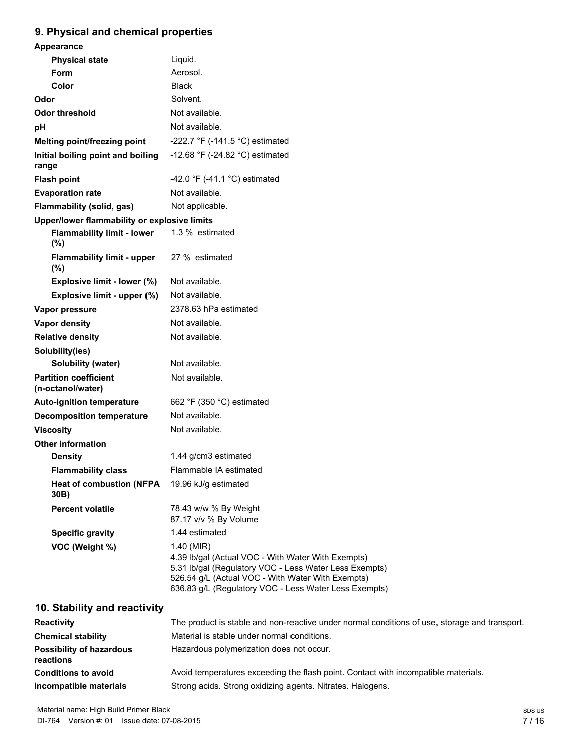## 9. Physical and chemical properties

| | |
|---|---|
| **Appearance** | |
| **Physical state** | Liquid. |
| **Form** | Aerosol. |
| **Color** | Black |
| **Odor** | Solvent. |
| **Odor threshold** | Not available. |
| **pH** | Not available. |
| **Melting point/freezing point** | -222.7 °F (-141.5 °C) estimated |
| **Initial boiling point and boiling range** | -12.68 °F (-24.82 °C) estimated |
| **Flash point** | -42.0 °F (-41.1 °C) estimated |
| **Evaporation rate** | Not available. |
| **Flammability (solid, gas)** | Not applicable. |
| **Upper/lower flammability or explosive limits** | |
| **Flammability limit - lower (%)** | 1.3 % estimated |
| **Flammability limit - upper (%)** | 27 % estimated |
| **Explosive limit - lower (%)** | Not available. |
| **Explosive limit - upper (%)** | Not available. |
| **Vapor pressure** | 2378.63 hPa estimated |
| **Vapor density** | Not available. |
| **Relative density** | Not available. |
| **Solubility(ies)** | |
| **Solubility (water)** | Not available. |
| **Partition coefficient (n-octanol/water)** | Not available. |
| **Auto-ignition temperature** | 662 °F (350 °C) estimated |
| **Decomposition temperature** | Not available. |
| **Viscosity** | Not available. |
| **Other information** | |
| **Density** | 1.44 g/cm3 estimated |
| **Flammability class** | Flammable IA estimated |
| **Heat of combustion (NFPA 30B)** | 19.96 kJ/g estimated |
| **Percent volatile** | 78.43 w/w % By Weight<br>87.17 v/v % By Volume |
| **Specific gravity** | 1.44 estimated |
| **VOC (Weight %)** | 1.40 (MIR)<br>4.39 lb/gal (Actual VOC - With Water With Exempts)<br>5.31 lb/gal (Regulatory VOC - Less Water Less Exempts)<br>526.54 g/L (Actual VOC - With Water With Exempts)<br>636.83 g/L (Regulatory VOC - Less Water Less Exempts) |

## 10. Stability and reactivity

| | |
|---|---|
| **Reactivity** | The product is stable and non-reactive under normal conditions of use, storage and transport. |
| **Chemical stability** | Material is stable under normal conditions. |
| **Possibility of hazardous reactions** | Hazardous polymerization does not occur. |
| **Conditions to avoid** | Avoid temperatures exceeding the flash point. Contact with incompatible materials. |
| **Incompatible materials** | Strong acids. Strong oxidizing agents. Nitrates. Halogens. |

Material name: High Build Primer Black

DI-764 Version #: 01 Issue date: 07-08-2015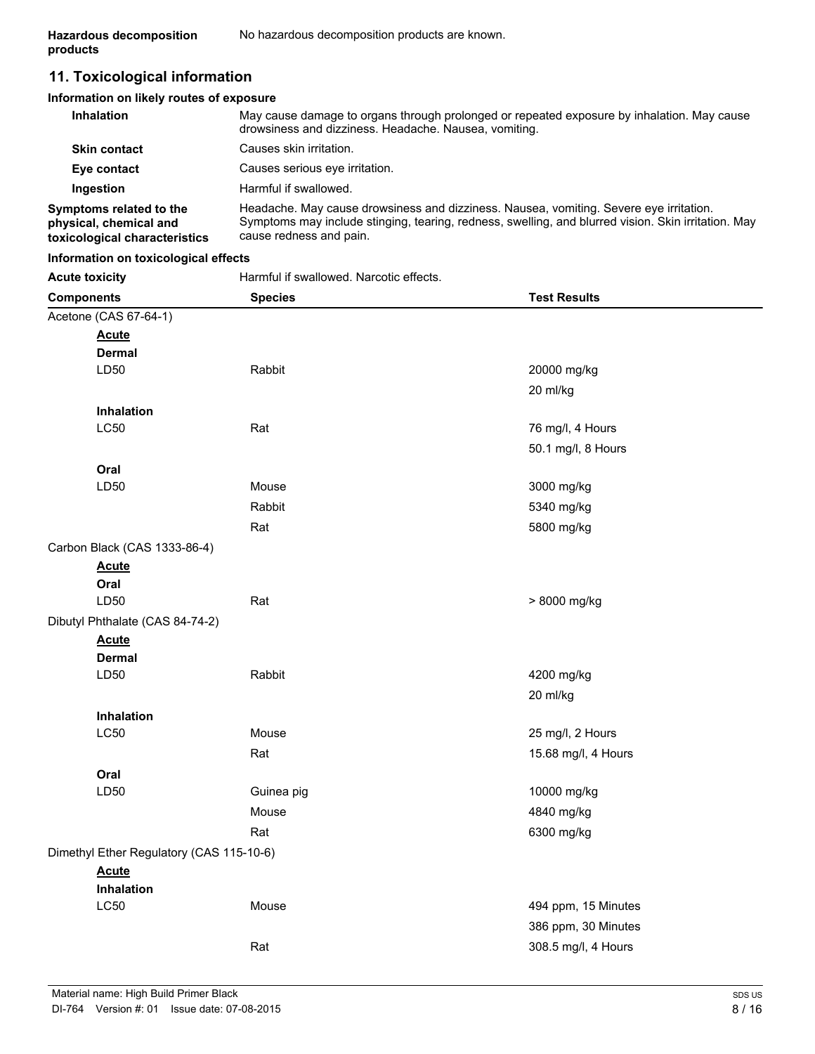**Hazardous decomposition products** No hazardous decomposition products are known.

## 11. Toxicological information

### Information on likely routes of exposure

| | |
|---|---|
| **Inhalation** | May cause damage to organs through prolonged or repeated exposure by inhalation. May cause drowsiness and dizziness. Headache. Nausea, vomiting. |
| **Skin contact** | Causes skin irritation. |
| **Eye contact** | Causes serious eye irritation. |
| **Ingestion** | Harmful if swallowed. |
| **Symptoms related to the physical, chemical and toxicological characteristics** | Headache. May cause drowsiness and dizziness. Nausea, vomiting. Severe eye irritation. Symptoms may include stinging, tearing, redness, swelling, and blurred vision. Skin irritation. May cause redness and pain. |

### Information on toxicological effects

**Acute toxicity** Harmful if swallowed. Narcotic effects.

| Components | Species | Test Results |
|---|---|---|
| Acetone (CAS 67-64-1) | | |
| **Acute** | | |
| **Dermal** | | |
| LD50 | Rabbit | 20000 mg/kg |
| | | 20 ml/kg |
| **Inhalation** | | |
| LC50 | Rat | 76 mg/l, 4 Hours |
| | | 50.1 mg/l, 8 Hours |
| **Oral** | | |
| LD50 | Mouse | 3000 mg/kg |
| | Rabbit | 5340 mg/kg |
| | Rat | 5800 mg/kg |
| Carbon Black (CAS 1333-86-4) | | |
| **Acute** | | |
| **Oral** | | |
| LD50 | Rat | > 8000 mg/kg |
| Dibutyl Phthalate (CAS 84-74-2) | | |
| **Acute** | | |
| **Dermal** | | |
| LD50 | Rabbit | 4200 mg/kg |
| | | 20 ml/kg |
| **Inhalation** | | |
| LC50 | Mouse | 25 mg/l, 2 Hours |
| | Rat | 15.68 mg/l, 4 Hours |
| **Oral** | | |
| LD50 | Guinea pig | 10000 mg/kg |
| | Mouse | 4840 mg/kg |
| | Rat | 6300 mg/kg |
| Dimethyl Ether Regulatory (CAS 115-10-6) | | |
| **Acute** | | |
| **Inhalation** | | |
| LC50 | Mouse | 494 ppm, 15 Minutes |
| | | 386 ppm, 30 Minutes |
| | Rat | 308.5 mg/l, 4 Hours |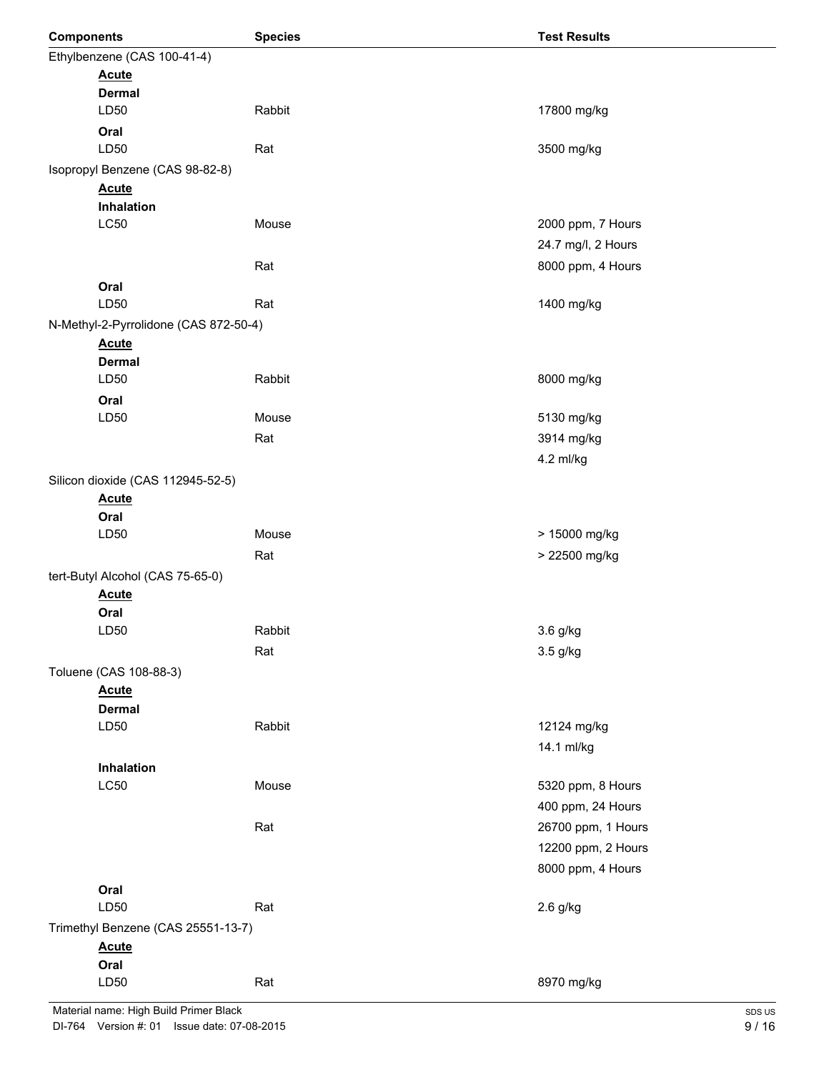| Components | Species | Test Results |
|---|---|---|
| Ethylbenzene (CAS 100-41-4) | | |
| **Acute** | | |
| **Dermal** | | |
| LD50 | Rabbit | 17800 mg/kg |
| **Oral** | | |
| LD50 | Rat | 3500 mg/kg |
| Isopropyl Benzene (CAS 98-82-8) | | |
| **Acute** | | |
| **Inhalation** | | |
| LC50 | Mouse | 2000 ppm, 7 Hours |
| | | 24.7 mg/l, 2 Hours |
| | Rat | 8000 ppm, 4 Hours |
| **Oral** | | |
| LD50 | Rat | 1400 mg/kg |
| N-Methyl-2-Pyrrolidone (CAS 872-50-4) | | |
| **Acute** | | |
| **Dermal** | | |
| LD50 | Rabbit | 8000 mg/kg |
| **Oral** | | |
| LD50 | Mouse | 5130 mg/kg |
| | Rat | 3914 mg/kg |
| | | 4.2 ml/kg |
| Silicon dioxide (CAS 112945-52-5) | | |
| **Acute** | | |
| **Oral** | | |
| LD50 | Mouse | > 15000 mg/kg |
| | Rat | > 22500 mg/kg |
| tert-Butyl Alcohol (CAS 75-65-0) | | |
| **Acute** | | |
| **Oral** | | |
| LD50 | Rabbit | 3.6 g/kg |
| | Rat | 3.5 g/kg |
| Toluene (CAS 108-88-3) | | |
| **Acute** | | |
| **Dermal** | | |
| LD50 | Rabbit | 12124 mg/kg |
| | | 14.1 ml/kg |
| **Inhalation** | | |
| LC50 | Mouse | 5320 ppm, 8 Hours |
| | | 400 ppm, 24 Hours |
| | Rat | 26700 ppm, 1 Hours |
| | | 12200 ppm, 2 Hours |
| | | 8000 ppm, 4 Hours |
| **Oral** | | |
| LD50 | Rat | 2.6 g/kg |
| Trimethyl Benzene (CAS 25551-13-7) | | |
| **Acute** | | |
| **Oral** | | |
| LD50 | Rat | 8970 mg/kg |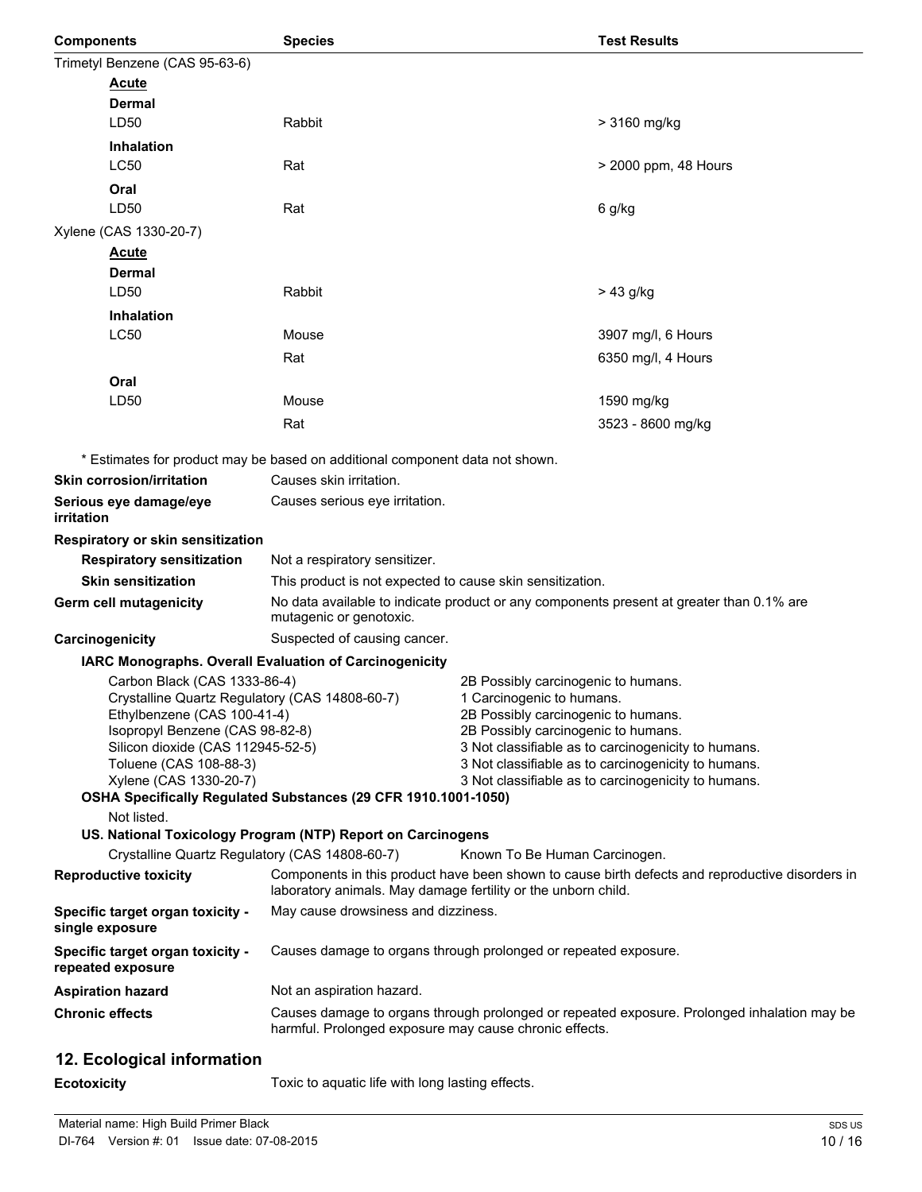| Components | Species | Test Results |
|---|---|---|
| Trimetyl Benzene (CAS 95-63-6) | | |
| **Acute** | | |
| **Dermal** | | |
| LD50 | Rabbit | > 3160 mg/kg |
| **Inhalation** | | |
| LC50 | Rat | > 2000 ppm, 48 Hours |
| **Oral** | | |
| LD50 | Rat | 6 g/kg |
| Xylene (CAS 1330-20-7) | | |
| **Acute** | | |
| **Dermal** | | |
| LD50 | Rabbit | > 43 g/kg |
| **Inhalation** | | |
| LC50 | Mouse | 3907 mg/l, 6 Hours |
| | Rat | 6350 mg/l, 4 Hours |
| **Oral** | | |
| LD50 | Mouse | 1590 mg/kg |
| | Rat | 3523 - 8600 mg/kg |

* Estimates for product may be based on additional component data not shown.

**Skin corrosion/irritation** Causes skin irritation.

**Serious eye damage/eye irritation** Causes serious eye irritation.

**Respiratory or skin sensitization**

**Respiratory sensitization** Not a respiratory sensitizer.

**Skin sensitization** This product is not expected to cause skin sensitization.

**Germ cell mutagenicity** No data available to indicate product or any components present at greater than 0.1% are mutagenic or genotoxic.

**Carcinogenicity** Suspected of causing cancer.

**IARC Monographs. Overall Evaluation of Carcinogenicity**

| Component | Evaluation |
|---|---|
| Carbon Black (CAS 1333-86-4) | 2B Possibly carcinogenic to humans. |
| Crystalline Quartz Regulatory (CAS 14808-60-7) | 1 Carcinogenic to humans. |
| Ethylbenzene (CAS 100-41-4) | 2B Possibly carcinogenic to humans. |
| Isopropyl Benzene (CAS 98-82-8) | 2B Possibly carcinogenic to humans. |
| Silicon dioxide (CAS 112945-52-5) | 3 Not classifiable as to carcinogenicity to humans. |
| Toluene (CAS 108-88-3) | 3 Not classifiable as to carcinogenicity to humans. |
| Xylene (CAS 1330-20-7) | 3 Not classifiable as to carcinogenicity to humans. |

**OSHA Specifically Regulated Substances (29 CFR 1910.1001-1050)**

Not listed.

**US. National Toxicology Program (NTP) Report on Carcinogens**

Crystalline Quartz Regulatory (CAS 14808-60-7) Known To Be Human Carcinogen.

**Reproductive toxicity** Components in this product have been shown to cause birth defects and reproductive disorders in laboratory animals. May damage fertility or the unborn child.

**Specific target organ toxicity - single exposure** May cause drowsiness and dizziness.

**Specific target organ toxicity - repeated exposure** Causes damage to organs through prolonged or repeated exposure.

**Aspiration hazard** Not an aspiration hazard.

**Chronic effects** Causes damage to organs through prolonged or repeated exposure. Prolonged inhalation may be harmful. Prolonged exposure may cause chronic effects.

## 12. Ecological information

**Ecotoxicity** Toxic to aquatic life with long lasting effects.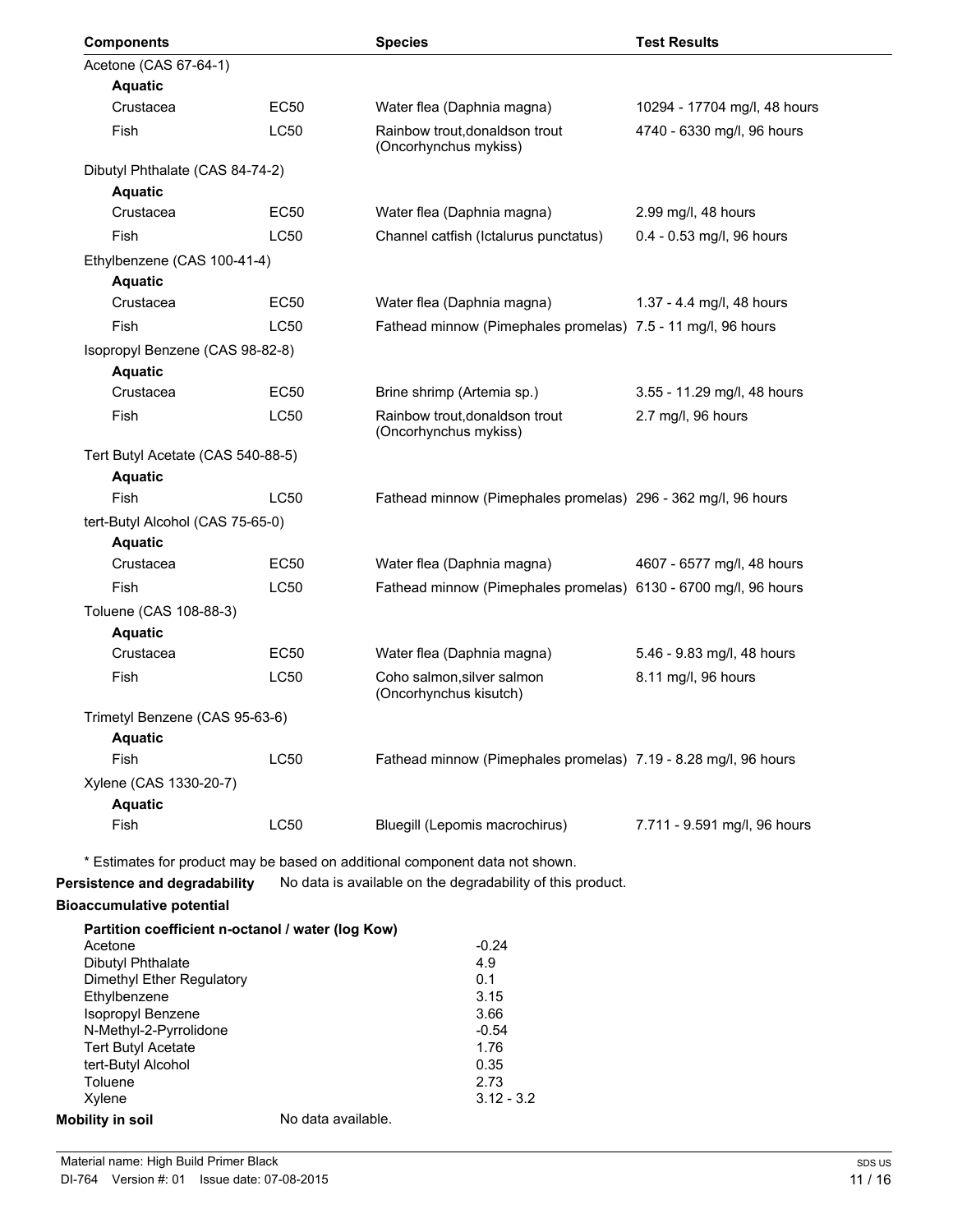| Components | | Species | Test Results |
|---|---|---|---|
| Acetone (CAS 67-64-1) | | | |
| **Aquatic** | | | |
| Crustacea | EC50 | Water flea (Daphnia magna) | 10294 - 17704 mg/l, 48 hours |
| Fish | LC50 | Rainbow trout,donaldson trout (Oncorhynchus mykiss) | 4740 - 6330 mg/l, 96 hours |
| Dibutyl Phthalate (CAS 84-74-2) | | | |
| **Aquatic** | | | |
| Crustacea | EC50 | Water flea (Daphnia magna) | 2.99 mg/l, 48 hours |
| Fish | LC50 | Channel catfish (Ictalurus punctatus) | 0.4 - 0.53 mg/l, 96 hours |
| Ethylbenzene (CAS 100-41-4) | | | |
| **Aquatic** | | | |
| Crustacea | EC50 | Water flea (Daphnia magna) | 1.37 - 4.4 mg/l, 48 hours |
| Fish | LC50 | Fathead minnow (Pimephales promelas) | 7.5 - 11 mg/l, 96 hours |
| Isopropyl Benzene (CAS 98-82-8) | | | |
| **Aquatic** | | | |
| Crustacea | EC50 | Brine shrimp (Artemia sp.) | 3.55 - 11.29 mg/l, 48 hours |
| Fish | LC50 | Rainbow trout,donaldson trout (Oncorhynchus mykiss) | 2.7 mg/l, 96 hours |
| Tert Butyl Acetate (CAS 540-88-5) | | | |
| **Aquatic** | | | |
| Fish | LC50 | Fathead minnow (Pimephales promelas) | 296 - 362 mg/l, 96 hours |
| tert-Butyl Alcohol (CAS 75-65-0) | | | |
| **Aquatic** | | | |
| Crustacea | EC50 | Water flea (Daphnia magna) | 4607 - 6577 mg/l, 48 hours |
| Fish | LC50 | Fathead minnow (Pimephales promelas) | 6130 - 6700 mg/l, 96 hours |
| Toluene (CAS 108-88-3) | | | |
| **Aquatic** | | | |
| Crustacea | EC50 | Water flea (Daphnia magna) | 5.46 - 9.83 mg/l, 48 hours |
| Fish | LC50 | Coho salmon,silver salmon (Oncorhynchus kisutch) | 8.11 mg/l, 96 hours |
| Trimetyl Benzene (CAS 95-63-6) | | | |
| **Aquatic** | | | |
| Fish | LC50 | Fathead minnow (Pimephales promelas) | 7.19 - 8.28 mg/l, 96 hours |
| Xylene (CAS 1330-20-7) | | | |
| **Aquatic** | | | |
| Fish | LC50 | Bluegill (Lepomis macrochirus) | 7.711 - 9.591 mg/l, 96 hours |

* Estimates for product may be based on additional component data not shown.

**Persistence and degradability** No data is available on the degradability of this product.

**Bioaccumulative potential**

**Partition coefficient n-octanol / water (log Kow)**

| Component | log Kow |
|---|---|
| Acetone | -0.24 |
| Dibutyl Phthalate | 4.9 |
| Dimethyl Ether Regulatory | 0.1 |
| Ethylbenzene | 3.15 |
| Isopropyl Benzene | 3.66 |
| N-Methyl-2-Pyrrolidone | -0.54 |
| Tert Butyl Acetate | 1.76 |
| tert-Butyl Alcohol | 0.35 |
| Toluene | 2.73 |
| Xylene | 3.12 - 3.2 |

**Mobility in soil** No data available.

Material name: High Build Primer Black

DI-764 Version #: 01 Issue date: 07-08-2015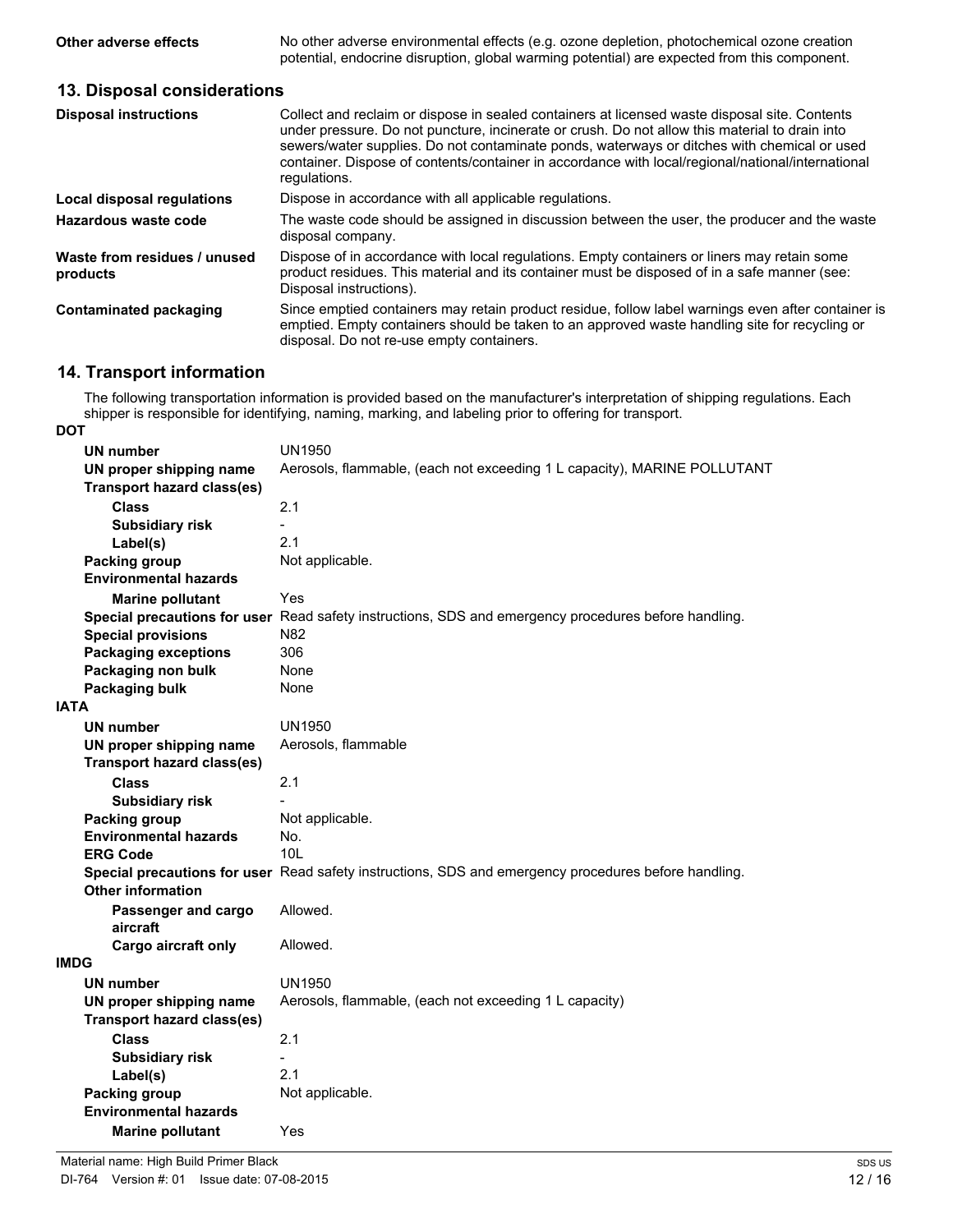| | |
|---|---|
| **Other adverse effects** | No other adverse environmental effects (e.g. ozone depletion, photochemical ozone creation potential, endocrine disruption, global warming potential) are expected from this component. |

## 13. Disposal considerations

| | |
|---|---|
| **Disposal instructions** | Collect and reclaim or dispose in sealed containers at licensed waste disposal site. Contents under pressure. Do not puncture, incinerate or crush. Do not allow this material to drain into sewers/water supplies. Do not contaminate ponds, waterways or ditches with chemical or used container. Dispose of contents/container in accordance with local/regional/national/international regulations. |
| **Local disposal regulations** | Dispose in accordance with all applicable regulations. |
| **Hazardous waste code** | The waste code should be assigned in discussion between the user, the producer and the waste disposal company. |
| **Waste from residues / unused products** | Dispose of in accordance with local regulations. Empty containers or liners may retain some product residues. This material and its container must be disposed of in a safe manner (see: Disposal instructions). |
| **Contaminated packaging** | Since emptied containers may retain product residue, follow label warnings even after container is emptied. Empty containers should be taken to an approved waste handling site for recycling or disposal. Do not re-use empty containers. |

## 14. Transport information

The following transportation information is provided based on the manufacturer's interpretation of shipping regulations. Each shipper is responsible for identifying, naming, marking, and labeling prior to offering for transport.

**DOT**

| | |
|---|---|
| **UN number** | UN1950 |
| **UN proper shipping name** | Aerosols, flammable, (each not exceeding 1 L capacity), MARINE POLLUTANT |
| **Transport hazard class(es)** | |
| **Class** | 2.1 |
| **Subsidiary risk** | - |
| **Label(s)** | 2.1 |
| **Packing group** | Not applicable. |
| **Environmental hazards** | |
| **Marine pollutant** | Yes |
| **Special precautions for user** | Read safety instructions, SDS and emergency procedures before handling. |
| **Special provisions** | N82 |
| **Packaging exceptions** | 306 |
| **Packaging non bulk** | None |
| **Packaging bulk** | None |

**IATA**

| | |
|---|---|
| **UN number** | UN1950 |
| **UN proper shipping name** | Aerosols, flammable |
| **Transport hazard class(es)** | |
| **Class** | 2.1 |
| **Subsidiary risk** | - |
| **Packing group** | Not applicable. |
| **Environmental hazards** | No. |
| **ERG Code** | 10L |
| **Special precautions for user** | Read safety instructions, SDS and emergency procedures before handling. |
| **Other information** | |
| **Passenger and cargo aircraft** | Allowed. |
| **Cargo aircraft only** | Allowed. |

**IMDG**

| | |
|---|---|
| **UN number** | UN1950 |
| **UN proper shipping name** | Aerosols, flammable, (each not exceeding 1 L capacity) |
| **Transport hazard class(es)** | |
| **Class** | 2.1 |
| **Subsidiary risk** | - |
| **Label(s)** | 2.1 |
| **Packing group** | Not applicable. |
| **Environmental hazards** | |
| **Marine pollutant** | Yes |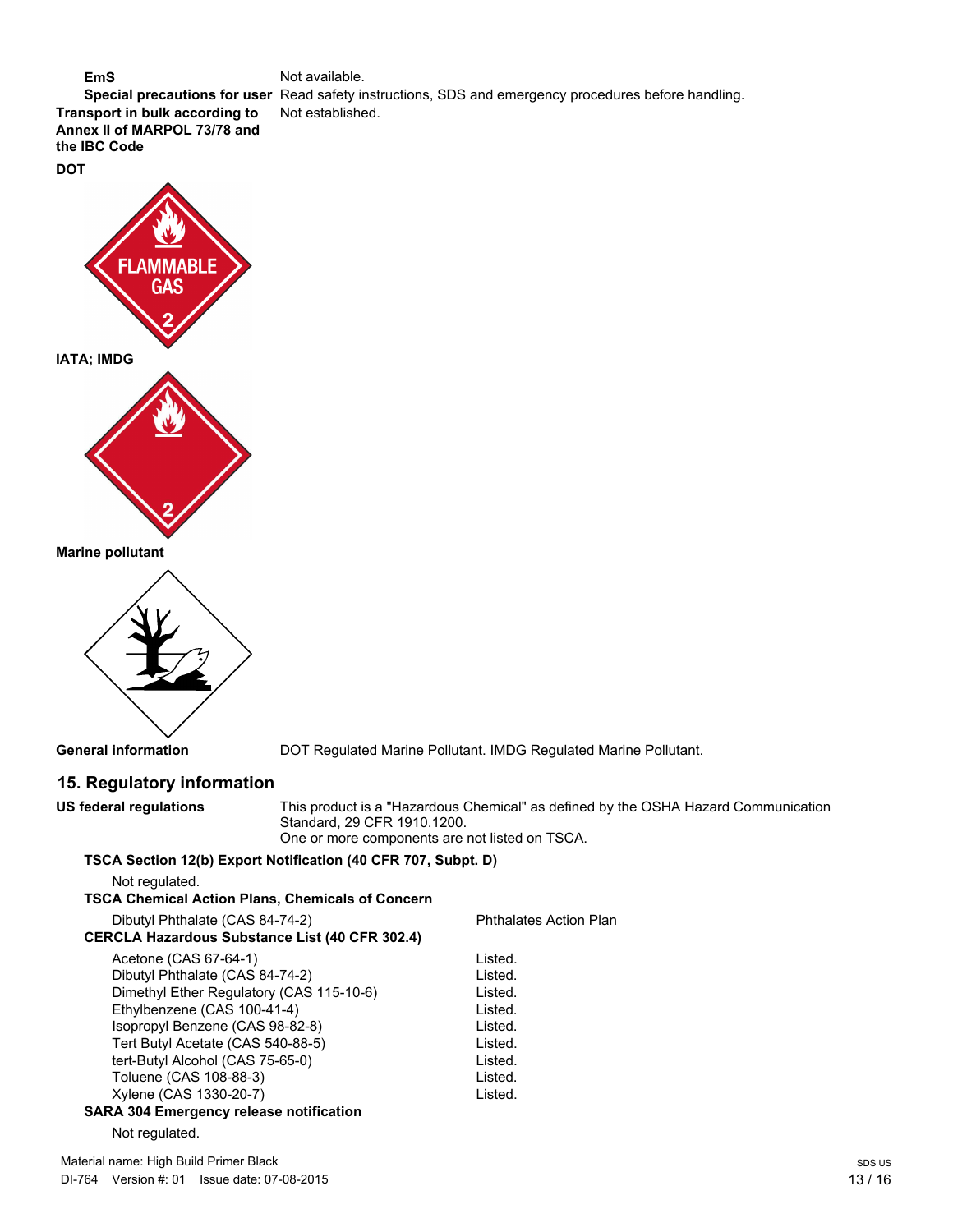**EmS** Not available.

**Special precautions for user** Read safety instructions, SDS and emergency procedures before handling.

**Transport in bulk according to Annex II of MARPOL 73/78 and the IBC Code** Not established.

**DOT**

**IATA; IMDG**

**Marine pollutant**

**General information** DOT Regulated Marine Pollutant. IMDG Regulated Marine Pollutant.

## 15. Regulatory information

**US federal regulations** This product is a "Hazardous Chemical" as defined by the OSHA Hazard Communication Standard, 29 CFR 1910.1200.
One or more components are not listed on TSCA.

**TSCA Section 12(b) Export Notification (40 CFR 707, Subpt. D)**

Not regulated.

**TSCA Chemical Action Plans, Chemicals of Concern**

| | |
|---|---|
| Dibutyl Phthalate (CAS 84-74-2) | Phthalates Action Plan |

**CERCLA Hazardous Substance List (40 CFR 302.4)**

| | |
|---|---|
| Acetone (CAS 67-64-1) | Listed. |
| Dibutyl Phthalate (CAS 84-74-2) | Listed. |
| Dimethyl Ether Regulatory (CAS 115-10-6) | Listed. |
| Ethylbenzene (CAS 100-41-4) | Listed. |
| Isopropyl Benzene (CAS 98-82-8) | Listed. |
| Tert Butyl Acetate (CAS 540-88-5) | Listed. |
| tert-Butyl Alcohol (CAS 75-65-0) | Listed. |
| Toluene (CAS 108-88-3) | Listed. |
| Xylene (CAS 1330-20-7) | Listed. |

**SARA 304 Emergency release notification**

Not regulated.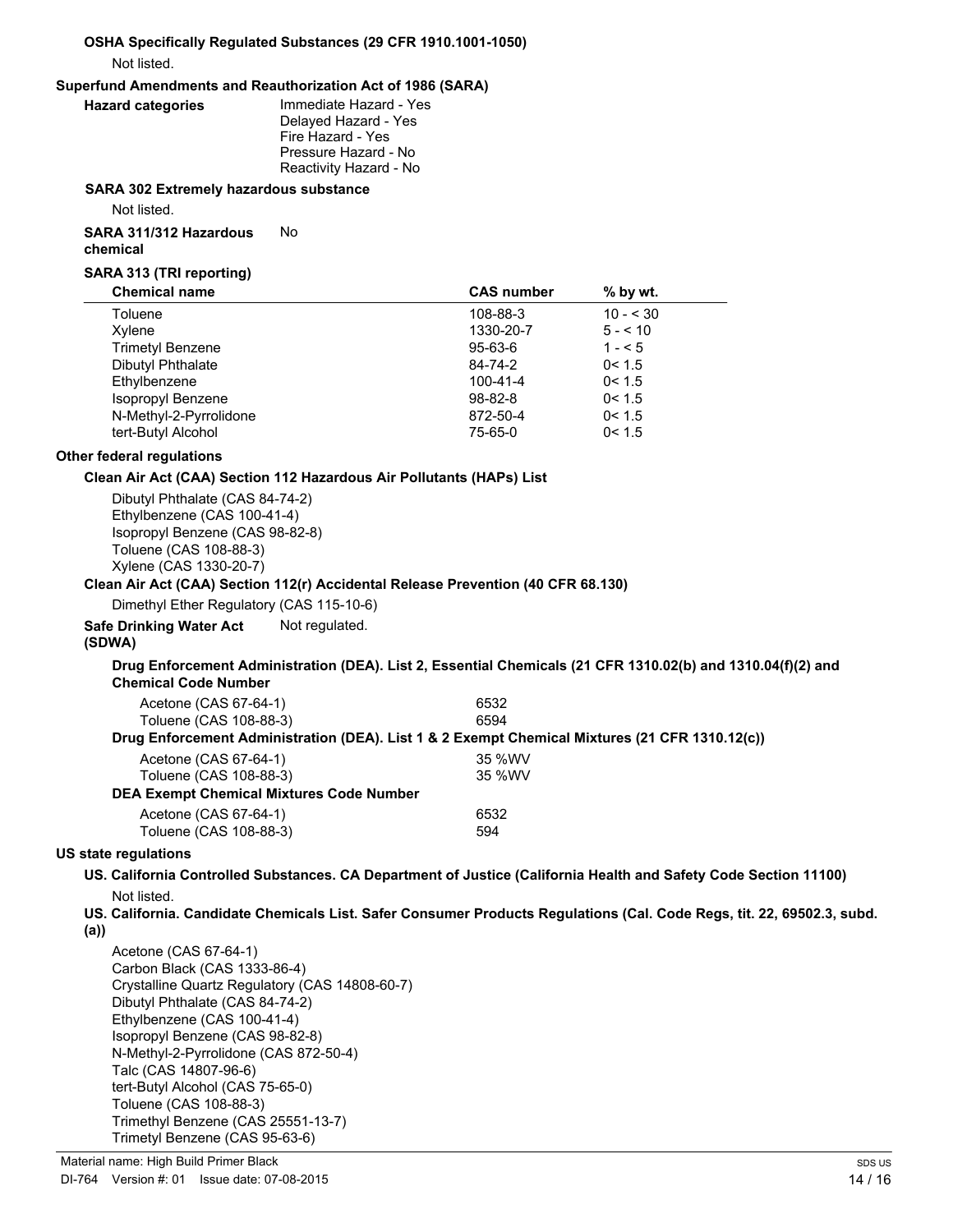**OSHA Specifically Regulated Substances (29 CFR 1910.1001-1050)**

Not listed.

**Superfund Amendments and Reauthorization Act of 1986 (SARA)**

**Hazard categories**
Immediate Hazard - Yes
Delayed Hazard - Yes
Fire Hazard - Yes
Pressure Hazard - No
Reactivity Hazard - No

**SARA 302 Extremely hazardous substance**

Not listed.

**SARA 311/312 Hazardous chemical** No

**SARA 313 (TRI reporting)**

| Chemical name | CAS number | % by wt. |
|---|---|---|
| Toluene | 108-88-3 | 10 - < 30 |
| Xylene | 1330-20-7 | 5 - < 10 |
| Trimetyl Benzene | 95-63-6 | 1 - < 5 |
| Dibutyl Phthalate | 84-74-2 | 0< 1.5 |
| Ethylbenzene | 100-41-4 | 0< 1.5 |
| Isopropyl Benzene | 98-82-8 | 0< 1.5 |
| N-Methyl-2-Pyrrolidone | 872-50-4 | 0< 1.5 |
| tert-Butyl Alcohol | 75-65-0 | 0< 1.5 |

**Other federal regulations**

**Clean Air Act (CAA) Section 112 Hazardous Air Pollutants (HAPs) List**

Dibutyl Phthalate (CAS 84-74-2)
Ethylbenzene (CAS 100-41-4)
Isopropyl Benzene (CAS 98-82-8)
Toluene (CAS 108-88-3)
Xylene (CAS 1330-20-7)

**Clean Air Act (CAA) Section 112(r) Accidental Release Prevention (40 CFR 68.130)**

Dimethyl Ether Regulatory (CAS 115-10-6)

**Safe Drinking Water Act (SDWA)** Not regulated.

**Drug Enforcement Administration (DEA). List 2, Essential Chemicals (21 CFR 1310.02(b) and 1310.04(f)(2) and Chemical Code Number**

| | |
|---|---|
| Acetone (CAS 67-64-1) | 6532 |
| Toluene (CAS 108-88-3) | 6594 |

**Drug Enforcement Administration (DEA). List 1 & 2 Exempt Chemical Mixtures (21 CFR 1310.12(c))**

| | |
|---|---|
| Acetone (CAS 67-64-1) | 35 %WV |
| Toluene (CAS 108-88-3) | 35 %WV |

**DEA Exempt Chemical Mixtures Code Number**

| | |
|---|---|
| Acetone (CAS 67-64-1) | 6532 |
| Toluene (CAS 108-88-3) | 594 |

**US state regulations**

**US. California Controlled Substances. CA Department of Justice (California Health and Safety Code Section 11100)**

Not listed.

**US. California. Candidate Chemicals List. Safer Consumer Products Regulations (Cal. Code Regs, tit. 22, 69502.3, subd. (a))**

Acetone (CAS 67-64-1)
Carbon Black (CAS 1333-86-4)
Crystalline Quartz Regulatory (CAS 14808-60-7)
Dibutyl Phthalate (CAS 84-74-2)
Ethylbenzene (CAS 100-41-4)
Isopropyl Benzene (CAS 98-82-8)
N-Methyl-2-Pyrrolidone (CAS 872-50-4)
Talc (CAS 14807-96-6)
tert-Butyl Alcohol (CAS 75-65-0)
Toluene (CAS 108-88-3)
Trimethyl Benzene (CAS 25551-13-7)
Trimetyl Benzene (CAS 95-63-6)

Material name: High Build Primer Black
DI-764 Version #: 01 Issue date: 07-08-2015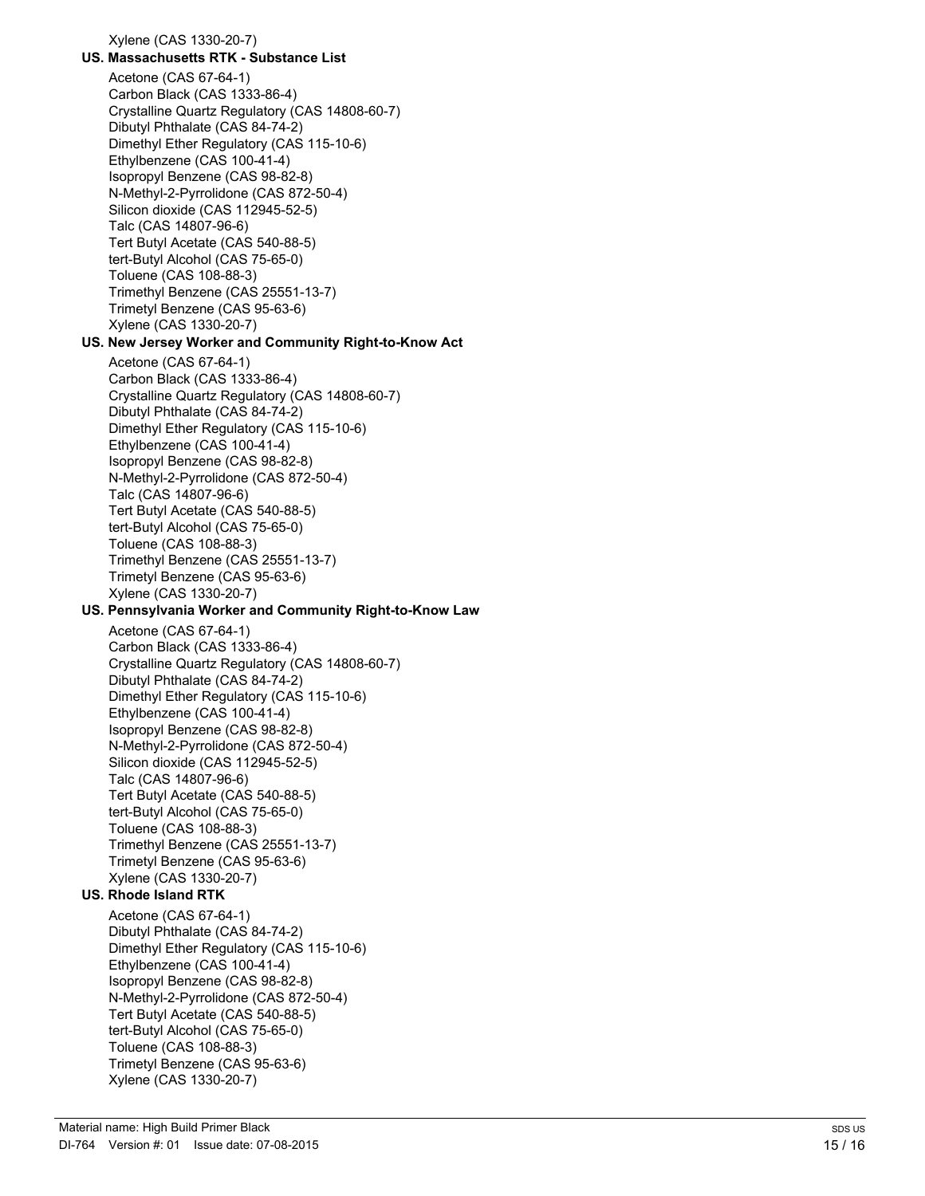Xylene (CAS 1330-20-7)

**US. Massachusetts RTK - Substance List**

Acetone (CAS 67-64-1)
Carbon Black (CAS 1333-86-4)
Crystalline Quartz Regulatory (CAS 14808-60-7)
Dibutyl Phthalate (CAS 84-74-2)
Dimethyl Ether Regulatory (CAS 115-10-6)
Ethylbenzene (CAS 100-41-4)
Isopropyl Benzene (CAS 98-82-8)
N-Methyl-2-Pyrrolidone (CAS 872-50-4)
Silicon dioxide (CAS 112945-52-5)
Talc (CAS 14807-96-6)
Tert Butyl Acetate (CAS 540-88-5)
tert-Butyl Alcohol (CAS 75-65-0)
Toluene (CAS 108-88-3)
Trimethyl Benzene (CAS 25551-13-7)
Trimetyl Benzene (CAS 95-63-6)
Xylene (CAS 1330-20-7)

**US. New Jersey Worker and Community Right-to-Know Act**

Acetone (CAS 67-64-1)
Carbon Black (CAS 1333-86-4)
Crystalline Quartz Regulatory (CAS 14808-60-7)
Dibutyl Phthalate (CAS 84-74-2)
Dimethyl Ether Regulatory (CAS 115-10-6)
Ethylbenzene (CAS 100-41-4)
Isopropyl Benzene (CAS 98-82-8)
N-Methyl-2-Pyrrolidone (CAS 872-50-4)
Talc (CAS 14807-96-6)
Tert Butyl Acetate (CAS 540-88-5)
tert-Butyl Alcohol (CAS 75-65-0)
Toluene (CAS 108-88-3)
Trimethyl Benzene (CAS 25551-13-7)
Trimetyl Benzene (CAS 95-63-6)
Xylene (CAS 1330-20-7)

**US. Pennsylvania Worker and Community Right-to-Know Law**

Acetone (CAS 67-64-1)
Carbon Black (CAS 1333-86-4)
Crystalline Quartz Regulatory (CAS 14808-60-7)
Dibutyl Phthalate (CAS 84-74-2)
Dimethyl Ether Regulatory (CAS 115-10-6)
Ethylbenzene (CAS 100-41-4)
Isopropyl Benzene (CAS 98-82-8)
N-Methyl-2-Pyrrolidone (CAS 872-50-4)
Silicon dioxide (CAS 112945-52-5)
Talc (CAS 14807-96-6)
Tert Butyl Acetate (CAS 540-88-5)
tert-Butyl Alcohol (CAS 75-65-0)
Toluene (CAS 108-88-3)
Trimethyl Benzene (CAS 25551-13-7)
Trimetyl Benzene (CAS 95-63-6)
Xylene (CAS 1330-20-7)

**US. Rhode Island RTK**

Acetone (CAS 67-64-1)
Dibutyl Phthalate (CAS 84-74-2)
Dimethyl Ether Regulatory (CAS 115-10-6)
Ethylbenzene (CAS 100-41-4)
Isopropyl Benzene (CAS 98-82-8)
N-Methyl-2-Pyrrolidone (CAS 872-50-4)
Tert Butyl Acetate (CAS 540-88-5)
tert-Butyl Alcohol (CAS 75-65-0)
Toluene (CAS 108-88-3)
Trimetyl Benzene (CAS 95-63-6)
Xylene (CAS 1330-20-7)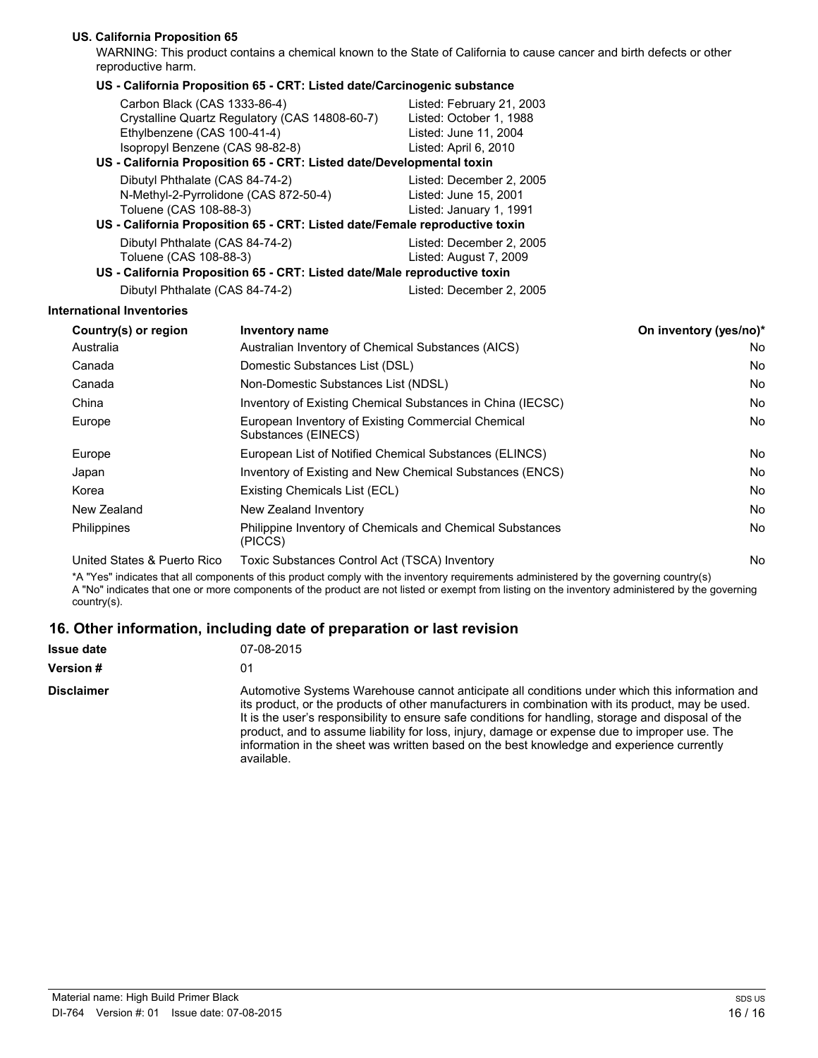**US. California Proposition 65**

WARNING: This product contains a chemical known to the State of California to cause cancer and birth defects or other reproductive harm.

**US - California Proposition 65 - CRT: Listed date/Carcinogenic substance**

| | |
|---|---|
| Carbon Black (CAS 1333-86-4) | Listed: February 21, 2003 |
| Crystalline Quartz Regulatory (CAS 14808-60-7) | Listed: October 1, 1988 |
| Ethylbenzene (CAS 100-41-4) | Listed: June 11, 2004 |
| Isopropyl Benzene (CAS 98-82-8) | Listed: April 6, 2010 |

**US - California Proposition 65 - CRT: Listed date/Developmental toxin**

| | |
|---|---|
| Dibutyl Phthalate (CAS 84-74-2) | Listed: December 2, 2005 |
| N-Methyl-2-Pyrrolidone (CAS 872-50-4) | Listed: June 15, 2001 |
| Toluene (CAS 108-88-3) | Listed: January 1, 1991 |

**US - California Proposition 65 - CRT: Listed date/Female reproductive toxin**

| | |
|---|---|
| Dibutyl Phthalate (CAS 84-74-2) | Listed: December 2, 2005 |
| Toluene (CAS 108-88-3) | Listed: August 7, 2009 |

**US - California Proposition 65 - CRT: Listed date/Male reproductive toxin**

| | |
|---|---|
| Dibutyl Phthalate (CAS 84-74-2) | Listed: December 2, 2005 |

**International Inventories**

| Country(s) or region | Inventory name | On inventory (yes/no)* |
|---|---|---|
| Australia | Australian Inventory of Chemical Substances (AICS) | No |
| Canada | Domestic Substances List (DSL) | No |
| Canada | Non-Domestic Substances List (NDSL) | No |
| China | Inventory of Existing Chemical Substances in China (IECSC) | No |
| Europe | European Inventory of Existing Commercial Chemical Substances (EINECS) | No |
| Europe | European List of Notified Chemical Substances (ELINCS) | No |
| Japan | Inventory of Existing and New Chemical Substances (ENCS) | No |
| Korea | Existing Chemicals List (ECL) | No |
| New Zealand | New Zealand Inventory | No |
| Philippines | Philippine Inventory of Chemicals and Chemical Substances (PICCS) | No |
| United States & Puerto Rico | Toxic Substances Control Act (TSCA) Inventory | No |

*A "Yes" indicates that all components of this product comply with the inventory requirements administered by the governing country(s)
A "No" indicates that one or more components of the product are not listed or exempt from listing on the inventory administered by the governing country(s).

## 16. Other information, including date of preparation or last revision

**Issue date** 07-08-2015

**Version #** 01

**Disclaimer** Automotive Systems Warehouse cannot anticipate all conditions under which this information and its product, or the products of other manufacturers in combination with its product, may be used. It is the user's responsibility to ensure safe conditions for handling, storage and disposal of the product, and to assume liability for loss, injury, damage or expense due to improper use. The information in the sheet was written based on the best knowledge and experience currently available.